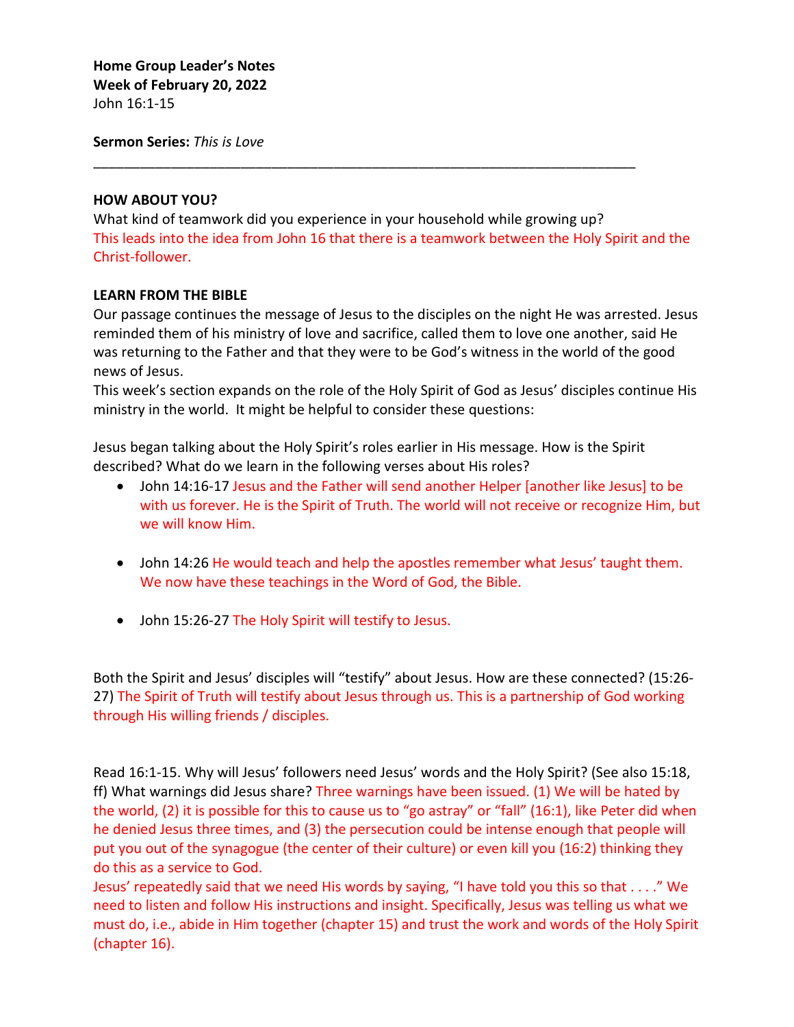**Home Group Leader's Notes**
**Week of February 20, 2022**
John 16:1-15

**Sermon Series:** *This is Love*

---

**HOW ABOUT YOU?**

What kind of teamwork did you experience in your household while growing up?
This leads into the idea from John 16 that there is a teamwork between the Holy Spirit and the Christ-follower.

**LEARN FROM THE BIBLE**

Our passage continues the message of Jesus to the disciples on the night He was arrested. Jesus reminded them of his ministry of love and sacrifice, called them to love one another, said He was returning to the Father and that they were to be God's witness in the world of the good news of Jesus.
This week's section expands on the role of the Holy Spirit of God as Jesus' disciples continue His ministry in the world. It might be helpful to consider these questions:

Jesus began talking about the Holy Spirit's roles earlier in His message. How is the Spirit described? What do we learn in the following verses about His roles?

- John 14:16-17 Jesus and the Father will send another Helper [another like Jesus] to be with us forever. He is the Spirit of Truth. The world will not receive or recognize Him, but we will know Him.
- John 14:26 He would teach and help the apostles remember what Jesus' taught them. We now have these teachings in the Word of God, the Bible.
- John 15:26-27 The Holy Spirit will testify to Jesus.

Both the Spirit and Jesus' disciples will "testify" about Jesus. How are these connected? (15:26-27) The Spirit of Truth will testify about Jesus through us. This is a partnership of God working through His willing friends / disciples.

Read 16:1-15. Why will Jesus' followers need Jesus' words and the Holy Spirit? (See also 15:18, ff) What warnings did Jesus share? Three warnings have been issued. (1) We will be hated by the world, (2) it is possible for this to cause us to "go astray" or "fall" (16:1), like Peter did when he denied Jesus three times, and (3) the persecution could be intense enough that people will put you out of the synagogue (the center of their culture) or even kill you (16:2) thinking they do this as a service to God.
Jesus' repeatedly said that we need His words by saying, "I have told you this so that . . . ." We need to listen and follow His instructions and insight. Specifically, Jesus was telling us what we must do, i.e., abide in Him together (chapter 15) and trust the work and words of the Holy Spirit (chapter 16).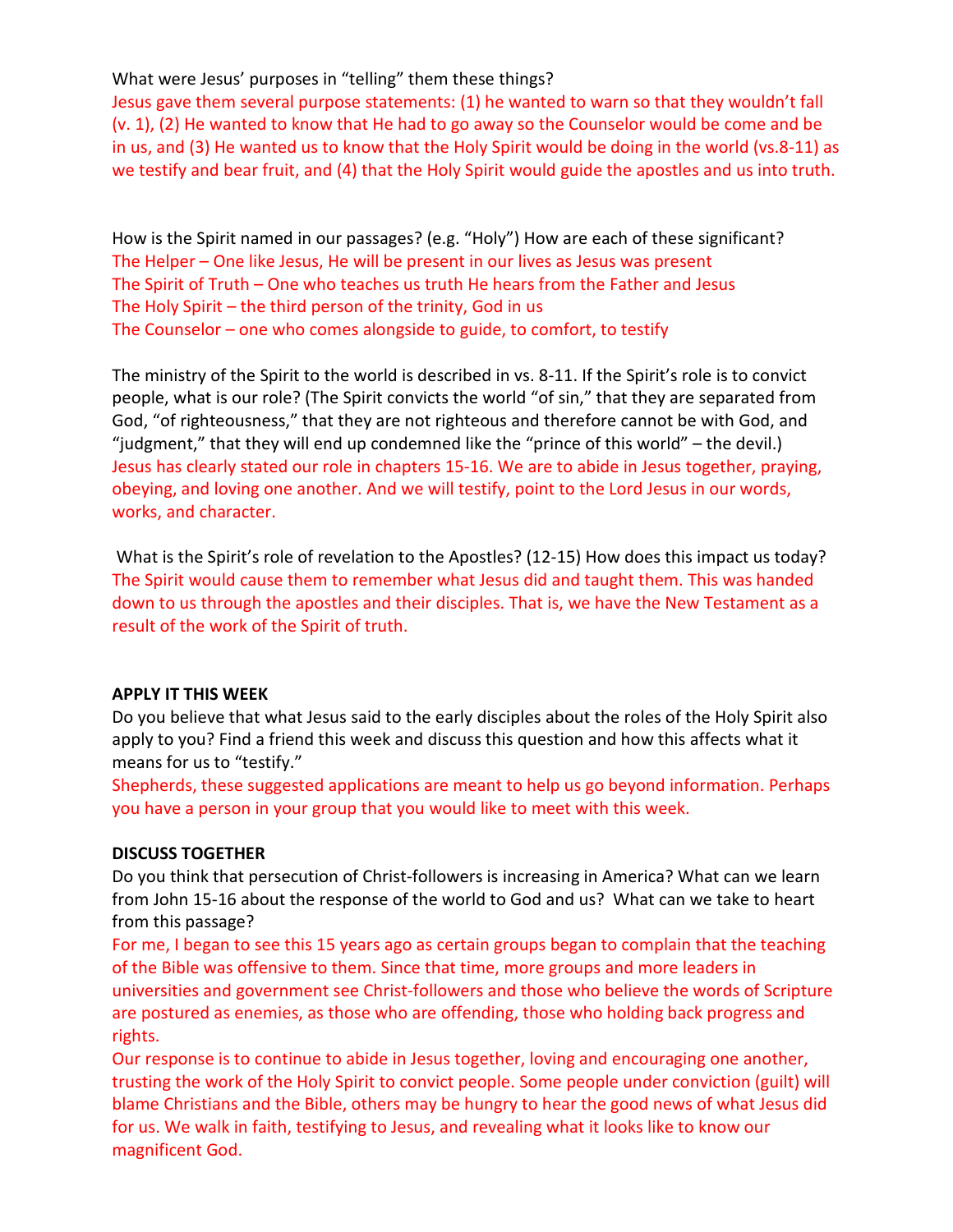What were Jesus' purposes in "telling" them these things?

Jesus gave them several purpose statements: (1) he wanted to warn so that they wouldn't fall (v. 1), (2) He wanted to know that He had to go away so the Counselor would be come and be in us, and (3) He wanted us to know that the Holy Spirit would be doing in the world (vs.8-11) as we testify and bear fruit, and (4) that the Holy Spirit would guide the apostles and us into truth.

How is the Spirit named in our passages? (e.g. "Holy") How are each of these significant?

The Helper – One like Jesus, He will be present in our lives as Jesus was present
The Spirit of Truth – One who teaches us truth He hears from the Father and Jesus
The Holy Spirit – the third person of the trinity, God in us
The Counselor – one who comes alongside to guide, to comfort, to testify

The ministry of the Spirit to the world is described in vs. 8-11. If the Spirit's role is to convict people, what is our role? (The Spirit convicts the world "of sin," that they are separated from God, "of righteousness," that they are not righteous and therefore cannot be with God, and "judgment," that they will end up condemned like the "prince of this world" – the devil.)

Jesus has clearly stated our role in chapters 15-16. We are to abide in Jesus together, praying, obeying, and loving one another. And we will testify, point to the Lord Jesus in our words, works, and character.

What is the Spirit's role of revelation to the Apostles? (12-15) How does this impact us today?

The Spirit would cause them to remember what Jesus did and taught them. This was handed down to us through the apostles and their disciples. That is, we have the New Testament as a result of the work of the Spirit of truth.

**APPLY IT THIS WEEK**

Do you believe that what Jesus said to the early disciples about the roles of the Holy Spirit also apply to you? Find a friend this week and discuss this question and how this affects what it means for us to "testify."

Shepherds, these suggested applications are meant to help us go beyond information. Perhaps you have a person in your group that you would like to meet with this week.

**DISCUSS TOGETHER**

Do you think that persecution of Christ-followers is increasing in America? What can we learn from John 15-16 about the response of the world to God and us? What can we take to heart from this passage?

For me, I began to see this 15 years ago as certain groups began to complain that the teaching of the Bible was offensive to them. Since that time, more groups and more leaders in universities and government see Christ-followers and those who believe the words of Scripture are postured as enemies, as those who are offending, those who holding back progress and rights.

Our response is to continue to abide in Jesus together, loving and encouraging one another, trusting the work of the Holy Spirit to convict people. Some people under conviction (guilt) will blame Christians and the Bible, others may be hungry to hear the good news of what Jesus did for us. We walk in faith, testifying to Jesus, and revealing what it looks like to know our magnificent God.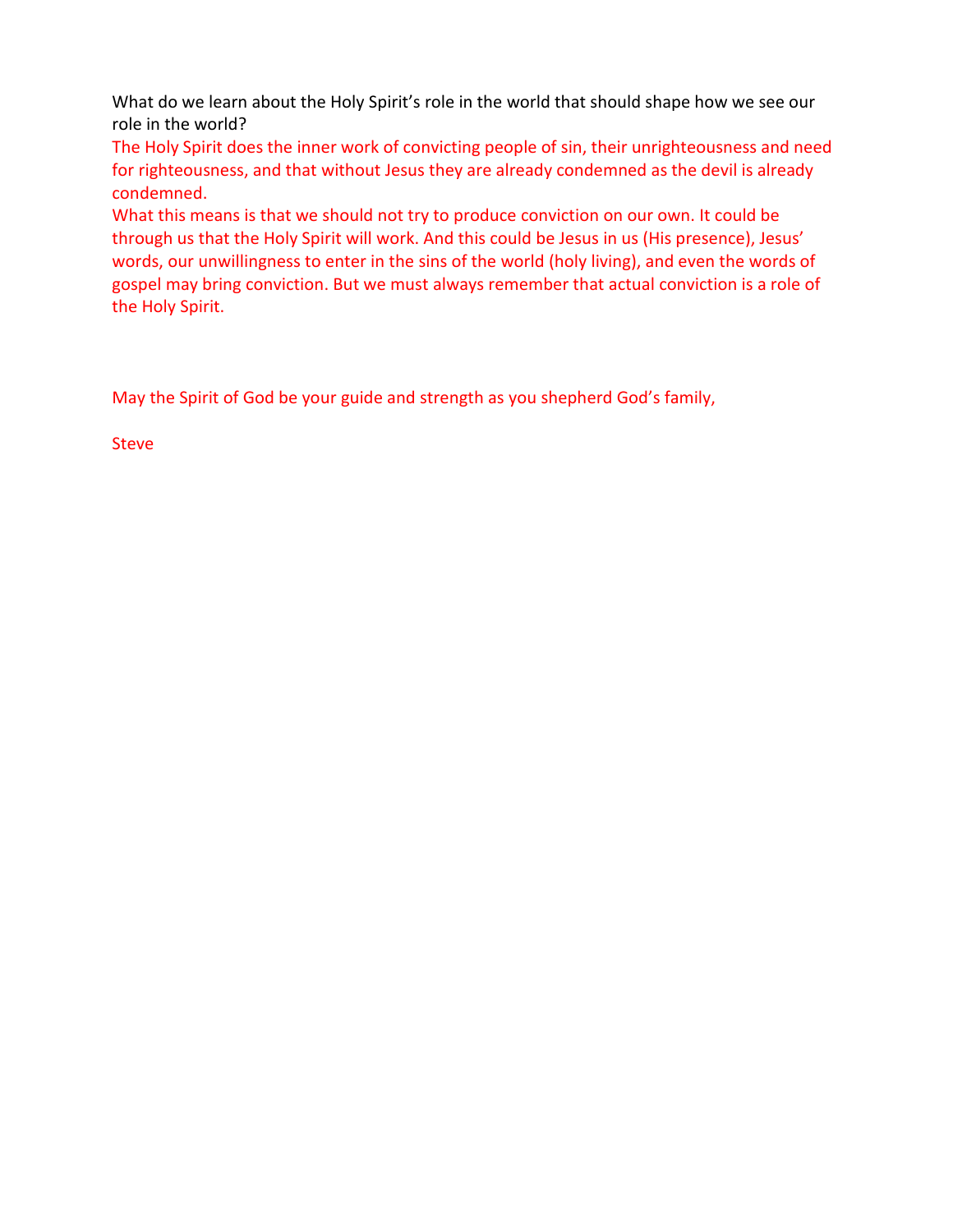What do we learn about the Holy Spirit's role in the world that should shape how we see our role in the world?

The Holy Spirit does the inner work of convicting people of sin, their unrighteousness and need for righteousness, and that without Jesus they are already condemned as the devil is already condemned.

What this means is that we should not try to produce conviction on our own. It could be through us that the Holy Spirit will work. And this could be Jesus in us (His presence), Jesus' words, our unwillingness to enter in the sins of the world (holy living), and even the words of gospel may bring conviction. But we must always remember that actual conviction is a role of the Holy Spirit.

May the Spirit of God be your guide and strength as you shepherd God's family,

Steve